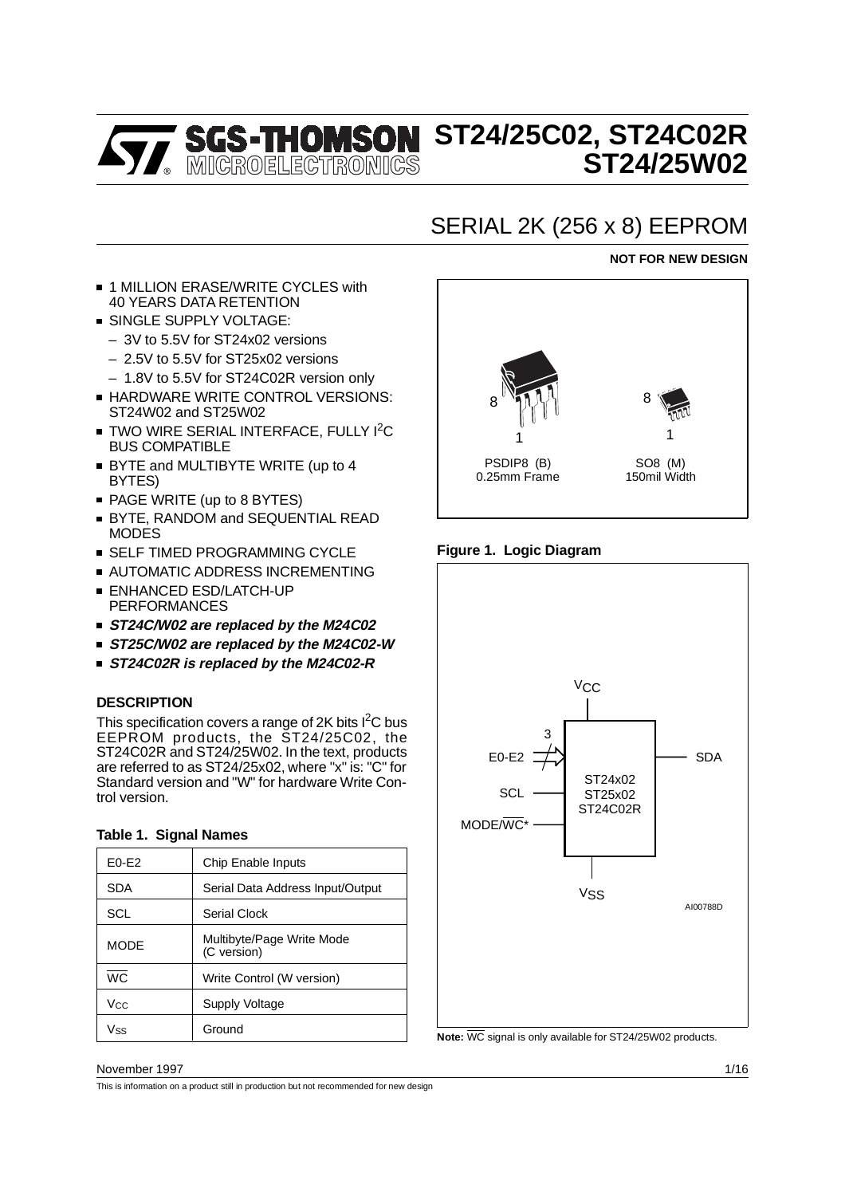# ST24/25C02, ST24C02R ST24/25W02

## SERIAL 2K (256 x 8) EEPROM

**NOT FOR NEW DESIGN**

- 1 MILLION ERASE/WRITE CYCLES with 40 YEARS DATA RETENTION
- SINGLE SUPPLY VOLTAGE:
  - 3V to 5.5V for ST24x02 versions
  - 2.5V to 5.5V for ST25x02 versions
  - 1.8V to 5.5V for ST24C02R version only
- HARDWARE WRITE CONTROL VERSIONS: ST24W02 and ST25W02
- TWO WIRE SERIAL INTERFACE, FULLY I[2]C BUS COMPATIBLE
- BYTE and MULTIBYTE WRITE (up to 4 BYTES)
- PAGE WRITE (up to 8 BYTES)
- BYTE, RANDOM and SEQUENTIAL READ MODES
- SELF TIMED PROGRAMMING CYCLE
- AUTOMATIC ADDRESS INCREMENTING
- ENHANCED ESD/LATCH-UP PERFORMANCES
- ***ST24C/W02 are replaced by the M24C02***
- ***ST25C/W02 are replaced by the M24C02-W***
- ***ST24C02R is replaced by the M24C02-R***

PSDIP8 (B) 0.25mm Frame

SO8 (M) 150mil Width

### DESCRIPTION

This specification covers a range of 2K bits I[2]C bus EEPROM products, the ST24/25C02, the ST24C02R and ST24/25W02. In the text, products are referred to as ST24/25x02, where "x" is: "C" for Standard version and "W" for hardware Write Control version.

**Table 1. Signal Names**

| | |
|---|---|
| E0-E2 | Chip Enable Inputs |
| SDA | Serial Data Address Input/Output |
| SCL | Serial Clock |
| MODE | Multibyte/Page Write Mode (C version) |
| $\overline{WC}$ | Write Control (W version) |
| $V_{CC}$ | Supply Voltage |
| $V_{SS}$ | Ground |

**Figure 1. Logic Diagram**

$V_{CC}$, E0-E2 (3), SCL, MODE/$\overline{WC}$*, SDA, $V_{SS}$ — ST24x02 ST25x02 ST24C02R

AI00788D

**Note:** $\overline{WC}$ signal is only available for ST24/25W02 products.

November 1997

This is information on a product still in production but not recommended for new design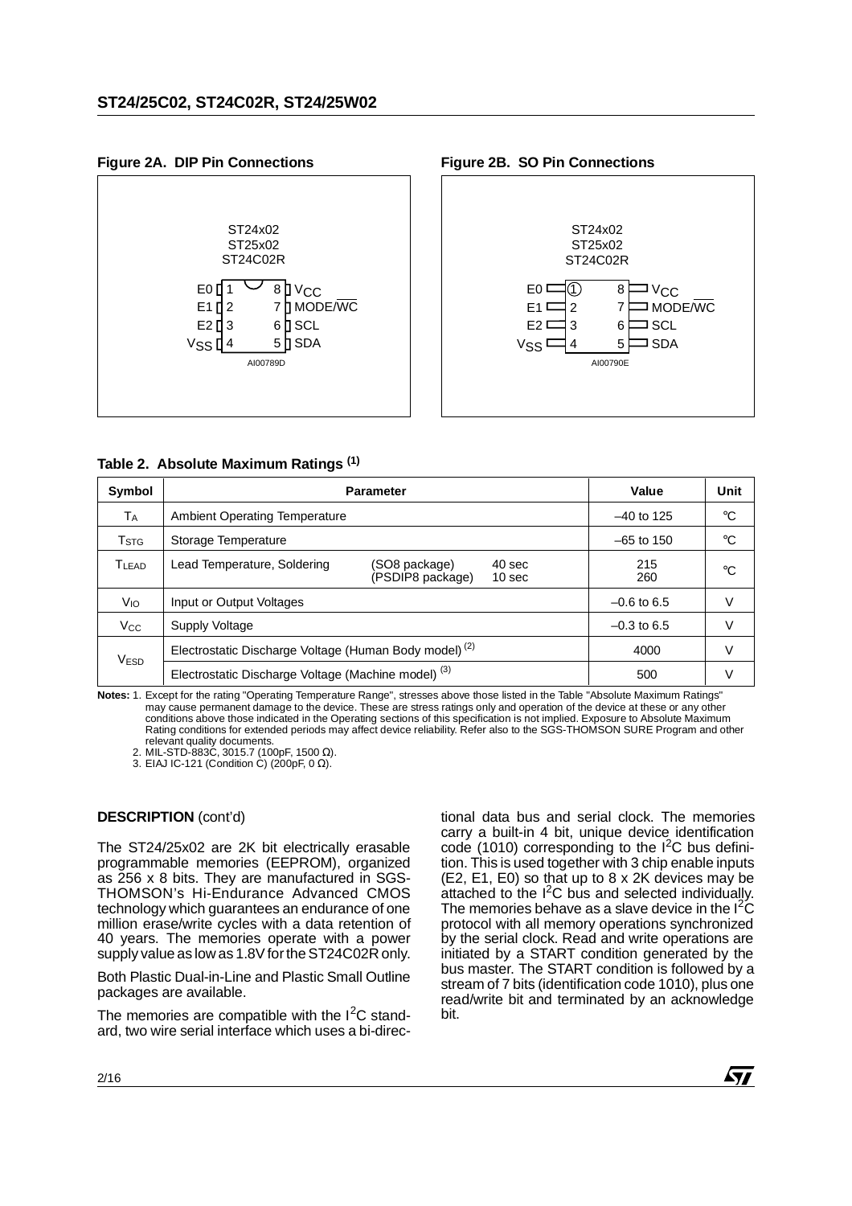**Figure 2A. DIP Pin Connections**

ST24x02
ST25x02
ST24C02R

| Pin | Name | Pin | Name |
|---|---|---|---|
| 1 | E0 | 8 | $V_{CC}$ |
| 2 | E1 | 7 | MODE/$\overline{WC}$ |
| 3 | E2 | 6 | SCL |
| 4 | $V_{SS}$ | 5 | SDA |

AI00789D

**Figure 2B. SO Pin Connections**

ST24x02
ST25x02
ST24C02R

| Pin | Name | Pin | Name |
|---|---|---|---|
| 1 | E0 | 8 | $V_{CC}$ |
| 2 | E1 | 7 | MODE/$\overline{WC}$ |
| 3 | E2 | 6 | SCL |
| 4 | $V_{SS}$ | 5 | SDA |

AI00790E

**Table 2. Absolute Maximum Ratings** [(1)]

| Symbol | Parameter | Value | Unit |
|---|---|---|---|
| $T_A$ | Ambient Operating Temperature | –40 to 125 | °C |
| $T_{STG}$ | Storage Temperature | –65 to 150 | °C |
| $T_{LEAD}$ | Lead Temperature, Soldering (SO8 package) 40 sec<br>(PSDIP8 package) 10 sec | 215<br>260 | °C |
| $V_{IO}$ | Input or Output Voltages | –0.6 to 6.5 | V |
| $V_{CC}$ | Supply Voltage | –0.3 to 6.5 | V |
| $V_{ESD}$ | Electrostatic Discharge Voltage (Human Body model) [(2)] | 4000 | V |
| | Electrostatic Discharge Voltage (Machine model) [(3)] | 500 | V |

**Notes:** 1. Except for the rating "Operating Temperature Range", stresses above those listed in the Table "Absolute Maximum Ratings" may cause permanent damage to the device. These are stress ratings only and operation of the device at these or any other conditions above those indicated in the Operating sections of this specification is not implied. Exposure to Absolute Maximum Rating conditions for extended periods may affect device reliability. Refer also to the SGS-THOMSON SURE Program and other relevant quality documents.
2. MIL-STD-883C, 3015.7 (100pF, 1500 Ω).
3. EIAJ IC-121 (Condition C) (200pF, 0 Ω).

**DESCRIPTION** (cont'd)

The ST24/25x02 are 2K bit electrically erasable programmable memories (EEPROM), organized as 256 x 8 bits. They are manufactured in SGS-THOMSON's Hi-Endurance Advanced CMOS technology which guarantees an endurance of one million erase/write cycles with a data retention of 40 years. The memories operate with a power supply value as low as 1.8V for the ST24C02R only.

Both Plastic Dual-in-Line and Plastic Small Outline packages are available.

The memories are compatible with the $I^2C$ standard, two wire serial interface which uses a bi-directional data bus and serial clock. The memories carry a built-in 4 bit, unique device identification code (1010) corresponding to the $I^2C$ bus definition. This is used together with 3 chip enable inputs (E2, E1, E0) so that up to 8 x 2K devices may be attached to the $I^2C$ bus and selected individually. The memories behave as a slave device in the $I^2C$ protocol with all memory operations synchronized by the serial clock. Read and write operations are initiated by a START condition generated by the bus master. The START condition is followed by a stream of 7 bits (identification code 1010), plus one read/write bit and terminated by an acknowledge bit.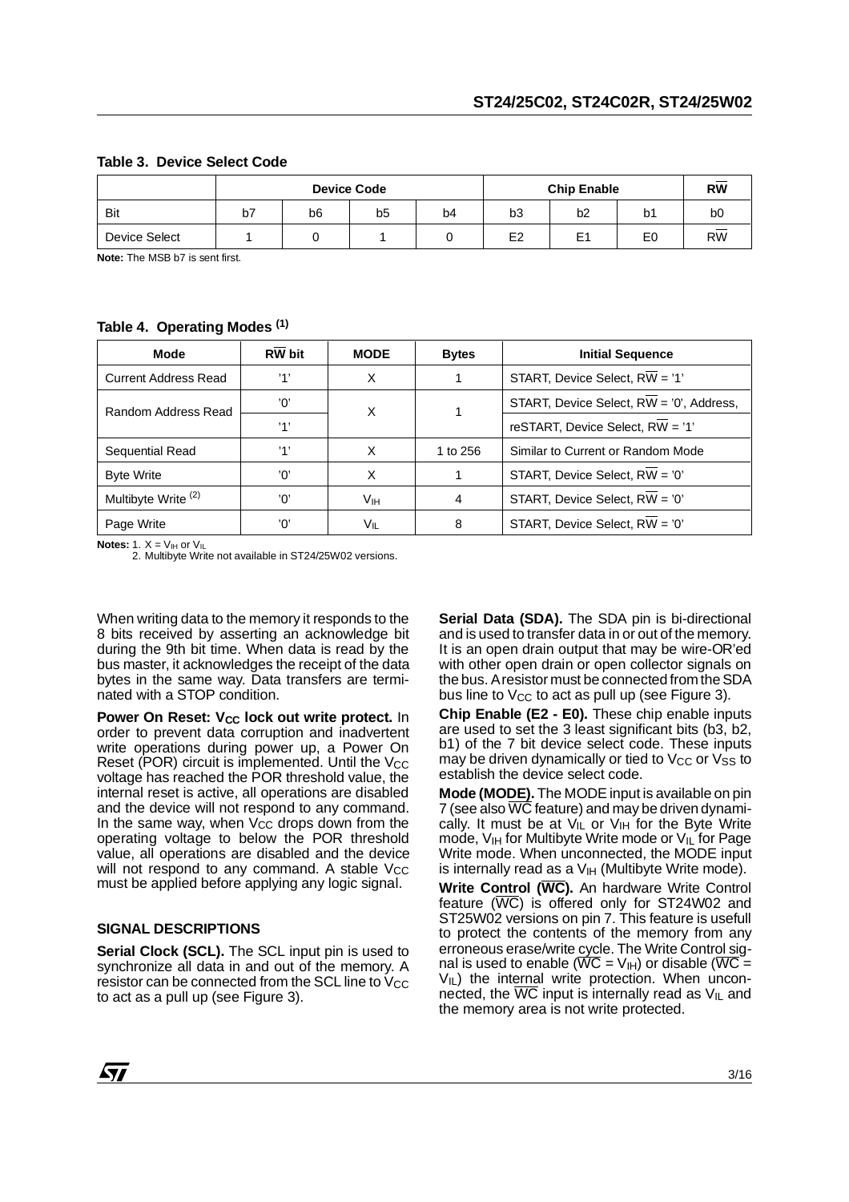**Table 3. Device Select Code**

| | Device Code | | | | Chip Enable | | | $R\overline{W}$ |
|---|---|---|---|---|---|---|---|---|
| Bit | b7 | b6 | b5 | b4 | b3 | b2 | b1 | b0 |
| Device Select | 1 | 0 | 1 | 0 | E2 | E1 | E0 | $R\overline{W}$ |

**Note:** The MSB b7 is sent first.

**Table 4. Operating Modes (1)**

| Mode | $R\overline{W}$ bit | MODE | Bytes | Initial Sequence |
|---|---|---|---|---|
| Current Address Read | '1' | X | 1 | START, Device Select, $R\overline{W}$ = '1' |
| Random Address Read | '0' | X | 1 | START, Device Select, $R\overline{W}$ = '0', Address, |
| | '1' | | | reSTART, Device Select, $R\overline{W}$ = '1' |
| Sequential Read | '1' | X | 1 to 256 | Similar to Current or Random Mode |
| Byte Write | '0' | X | 1 | START, Device Select, $R\overline{W}$ = '0' |
| Multibyte Write (2) | '0' | $V_{IH}$ | 4 | START, Device Select, $R\overline{W}$ = '0' |
| Page Write | '0' | $V_{IL}$ | 8 | START, Device Select, $R\overline{W}$ = '0' |

**Notes:** 1. X = $V_{IH}$ or $V_{IL}$
2. Multibyte Write not available in ST24/25W02 versions.

When writing data to the memory it responds to the 8 bits received by asserting an acknowledge bit during the 9th bit time. When data is read by the bus master, it acknowledges the receipt of the data bytes in the same way. Data transfers are terminated with a STOP condition.

**Power On Reset: $V_{CC}$ lock out write protect.** In order to prevent data corruption and inadvertent write operations during power up, a Power On Reset (POR) circuit is implemented. Until the $V_{CC}$ voltage has reached the POR threshold value, the internal reset is active, all operations are disabled and the device will not respond to any command. In the same way, when $V_{CC}$ drops down from the operating voltage to below the POR threshold value, all operations are disabled and the device will not respond to any command. A stable $V_{CC}$ must be applied before applying any logic signal.

## SIGNAL DESCRIPTIONS

**Serial Clock (SCL).** The SCL input pin is used to synchronize all data in and out of the memory. A resistor can be connected from the SCL line to $V_{CC}$ to act as a pull up (see Figure 3).

**Serial Data (SDA).** The SDA pin is bi-directional and is used to transfer data in or out of the memory. It is an open drain output that may be wire-OR'ed with other open drain or open collector signals on the bus. A resistor must be connected from the SDA bus line to $V_{CC}$ to act as pull up (see Figure 3).

**Chip Enable (E2 - E0).** These chip enable inputs are used to set the 3 least significant bits (b3, b2, b1) of the 7 bit device select code. These inputs may be driven dynamically or tied to $V_{CC}$ or $V_{SS}$ to establish the device select code.

**Mode (MODE).** The MODE input is available on pin 7 (see also $\overline{WC}$ feature) and may be driven dynamically. It must be at $V_{IL}$ or $V_{IH}$ for the Byte Write mode, $V_{IH}$ for Multibyte Write mode or $V_{IL}$ for Page Write mode. When unconnected, the MODE input is internally read as a $V_{IH}$ (Multibyte Write mode).

**Write Control ($\overline{WC}$).** An hardware Write Control feature ($\overline{WC}$) is offered only for ST24W02 and ST25W02 versions on pin 7. This feature is usefull to protect the contents of the memory from any erroneous erase/write cycle. The Write Control signal is used to enable ($\overline{WC}$ = $V_{IH}$) or disable ($\overline{WC}$ = $V_{IL}$) the internal write protection. When unconnected, the $\overline{WC}$ input is internally read as $V_{IL}$ and the memory area is not write protected.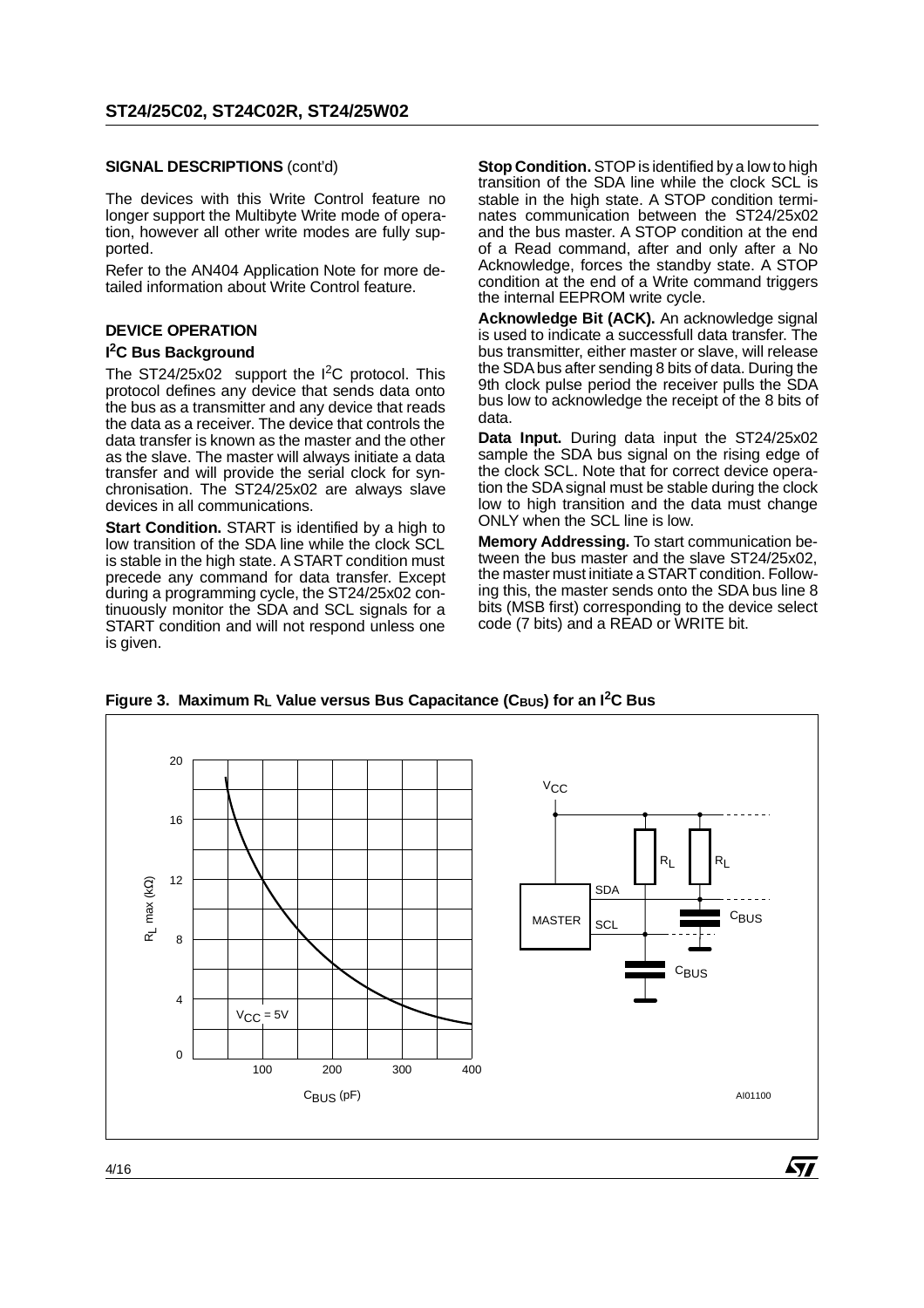## SIGNAL DESCRIPTIONS (cont'd)

The devices with this Write Control feature no longer support the Multibyte Write mode of operation, however all other write modes are fully supported.

Refer to the AN404 Application Note for more detailed information about Write Control feature.

## DEVICE OPERATION

### I²C Bus Background

The ST24/25x02 support the I²C protocol. This protocol defines any device that sends data onto the bus as a transmitter and any device that reads the data as a receiver. The device that controls the data transfer is known as the master and the other as the slave. The master will always initiate a data transfer and will provide the serial clock for synchronisation. The ST24/25x02 are always slave devices in all communications.

**Start Condition.** START is identified by a high to low transition of the SDA line while the clock SCL is stable in the high state. A START condition must precede any command for data transfer. Except during a programming cycle, the ST24/25x02 continuously monitor the SDA and SCL signals for a START condition and will not respond unless one is given.

**Stop Condition.** STOP is identified by a low to high transition of the SDA line while the clock SCL is stable in the high state. A STOP condition terminates communication between the ST24/25x02 and the bus master. A STOP condition at the end of a Read command, after and only after a No Acknowledge, forces the standby state. A STOP condition at the end of a Write command triggers the internal EEPROM write cycle.

**Acknowledge Bit (ACK).** An acknowledge signal is used to indicate a successfull data transfer. The bus transmitter, either master or slave, will release the SDA bus after sending 8 bits of data. During the 9th clock pulse period the receiver pulls the SDA bus low to acknowledge the receipt of the 8 bits of data.

**Data Input.** During data input the ST24/25x02 sample the SDA bus signal on the rising edge of the clock SCL. Note that for correct device operation the SDA signal must be stable during the clock low to high transition and the data must change ONLY when the SCL line is low.

**Memory Addressing.** To start communication between the bus master and the slave ST24/25x02, the master must initiate a START condition. Following this, the master sends onto the SDA bus line 8 bits (MSB first) corresponding to the device select code (7 bits) and a READ or WRITE bit.

**Figure 3. Maximum $R_L$ Value versus Bus Capacitance ($C_{BUS}$) for an I²C Bus**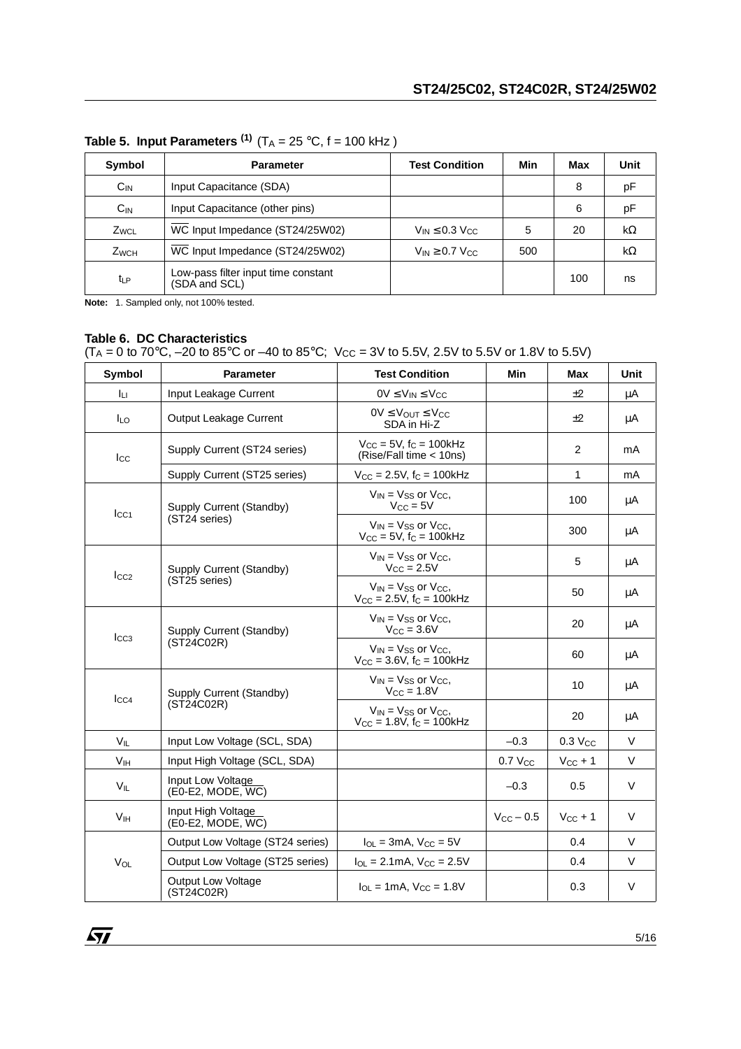**Table 5. Input Parameters [1]** ($T_A$ = 25 °C, f = 100 kHz )

| Symbol | Parameter | Test Condition | Min | Max | Unit |
|---|---|---|---|---|---|
| $C_{IN}$ | Input Capacitance (SDA) | | | 8 | pF |
| $C_{IN}$ | Input Capacitance (other pins) | | | 6 | pF |
| $Z_{WCL}$ | $\overline{WC}$ Input Impedance (ST24/25W02) | $V_{IN} \leq 0.3\ V_{CC}$ | 5 | 20 | kΩ |
| $Z_{WCH}$ | $\overline{WC}$ Input Impedance (ST24/25W02) | $V_{IN} \geq 0.7\ V_{CC}$ | 500 | | kΩ |
| $t_{LP}$ | Low-pass filter input time constant (SDA and SCL) | | | 100 | ns |

**Note:** 1. Sampled only, not 100% tested.

**Table 6. DC Characteristics**
($T_A$ = 0 to 70°C, –20 to 85°C or –40 to 85°C; $V_{CC}$ = 3V to 5.5V, 2.5V to 5.5V or 1.8V to 5.5V)

| Symbol | Parameter | Test Condition | Min | Max | Unit |
|---|---|---|---|---|---|
| $I_{LI}$ | Input Leakage Current | $0V \leq V_{IN} \leq V_{CC}$ | | ±2 | µA |
| $I_{LO}$ | Output Leakage Current | $0V \leq V_{OUT} \leq V_{CC}$ SDA in Hi-Z | | ±2 | µA |
| $I_{CC}$ | Supply Current (ST24 series) | $V_{CC}$ = 5V, $f_C$ = 100kHz (Rise/Fall time < 10ns) | | 2 | mA |
| | Supply Current (ST25 series) | $V_{CC}$ = 2.5V, $f_C$ = 100kHz | | 1 | mA |
| $I_{CC1}$ | Supply Current (Standby) (ST24 series) | $V_{IN} = V_{SS}$ or $V_{CC}$, $V_{CC}$ = 5V | | 100 | µA |
| | | $V_{IN} = V_{SS}$ or $V_{CC}$, $V_{CC}$ = 5V, $f_C$ = 100kHz | | 300 | µA |
| $I_{CC2}$ | Supply Current (Standby) (ST25 series) | $V_{IN} = V_{SS}$ or $V_{CC}$, $V_{CC}$ = 2.5V | | 5 | µA |
| | | $V_{IN} = V_{SS}$ or $V_{CC}$, $V_{CC}$ = 2.5V, $f_C$ = 100kHz | | 50 | µA |
| $I_{CC3}$ | Supply Current (Standby) (ST24C02R) | $V_{IN} = V_{SS}$ or $V_{CC}$, $V_{CC}$ = 3.6V | | 20 | µA |
| | | $V_{IN} = V_{SS}$ or $V_{CC}$, $V_{CC}$ = 3.6V, $f_C$ = 100kHz | | 60 | µA |
| $I_{CC4}$ | Supply Current (Standby) (ST24C02R) | $V_{IN} = V_{SS}$ or $V_{CC}$, $V_{CC}$ = 1.8V | | 10 | µA |
| | | $V_{IN} = V_{SS}$ or $V_{CC}$, $V_{CC}$ = 1.8V, $f_C$ = 100kHz | | 20 | µA |
| $V_{IL}$ | Input Low Voltage (SCL, SDA) | | –0.3 | 0.3 $V_{CC}$ | V |
| $V_{IH}$ | Input High Voltage (SCL, SDA) | | 0.7 $V_{CC}$ | $V_{CC}$ + 1 | V |
| $V_{IL}$ | Input Low Voltage (E0-E2, MODE, $\overline{WC}$) | | –0.3 | 0.5 | V |
| $V_{IH}$ | Input High Voltage (E0-E2, MODE, $\overline{WC}$) | | $V_{CC}$ – 0.5 | $V_{CC}$ + 1 | V |
| $V_{OL}$ | Output Low Voltage (ST24 series) | $I_{OL}$ = 3mA, $V_{CC}$ = 5V | | 0.4 | V |
| | Output Low Voltage (ST25 series) | $I_{OL}$ = 2.1mA, $V_{CC}$ = 2.5V | | 0.4 | V |
| | Output Low Voltage (ST24C02R) | $I_{OL}$ = 1mA, $V_{CC}$ = 1.8V | | 0.3 | V |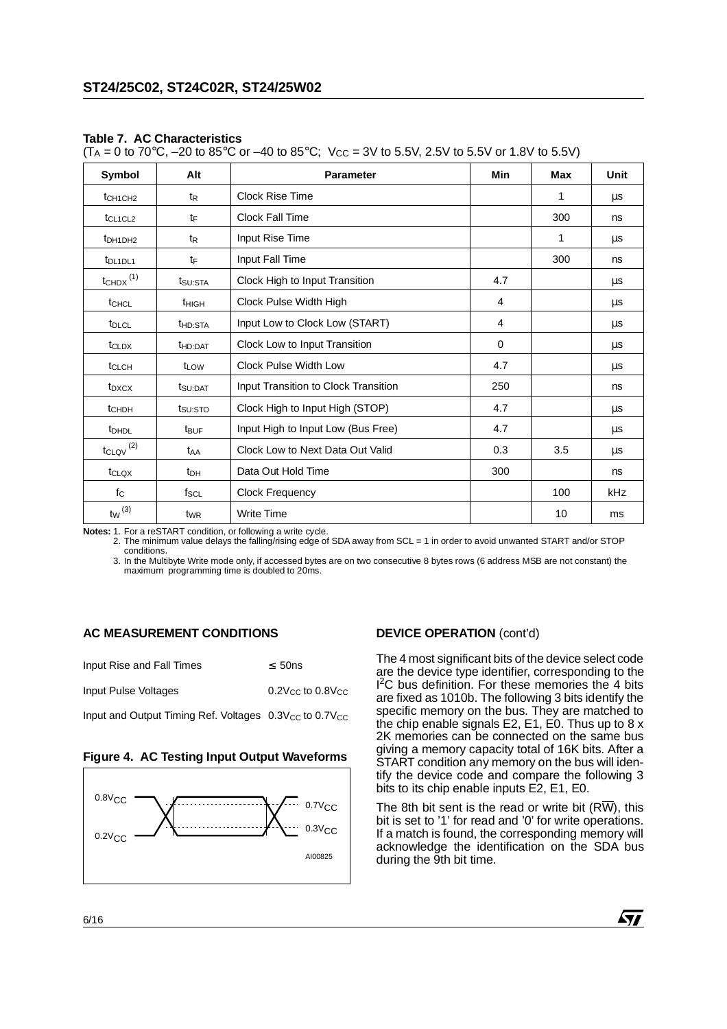**Table 7. AC Characteristics**
($T_A$ = 0 to 70°C, –20 to 85°C or –40 to 85°C; $V_{CC}$ = 3V to 5.5V, 2.5V to 5.5V or 1.8V to 5.5V)

| Symbol | Alt | Parameter | Min | Max | Unit |
|---|---|---|---|---|---|
| $t_{CH1CH2}$ | $t_R$ | Clock Rise Time | | 1 | µs |
| $t_{CL1CL2}$ | $t_F$ | Clock Fall Time | | 300 | ns |
| $t_{DH1DH2}$ | $t_R$ | Input Rise Time | | 1 | µs |
| $t_{DL1DL1}$ | $t_F$ | Input Fall Time | | 300 | ns |
| $t_{CHDX}$ (1) | $t_{SU:STA}$ | Clock High to Input Transition | 4.7 | | µs |
| $t_{CHCL}$ | $t_{HIGH}$ | Clock Pulse Width High | 4 | | µs |
| $t_{DLCL}$ | $t_{HD:STA}$ | Input Low to Clock Low (START) | 4 | | µs |
| $t_{CLDX}$ | $t_{HD:DAT}$ | Clock Low to Input Transition | 0 | | µs |
| $t_{CLCH}$ | $t_{LOW}$ | Clock Pulse Width Low | 4.7 | | µs |
| $t_{DXCX}$ | $t_{SU:DAT}$ | Input Transition to Clock Transition | 250 | | ns |
| $t_{CHDH}$ | $t_{SU:STO}$ | Clock High to Input High (STOP) | 4.7 | | µs |
| $t_{DHDL}$ | $t_{BUF}$ | Input High to Input Low (Bus Free) | 4.7 | | µs |
| $t_{CLQV}$ (2) | $t_{AA}$ | Clock Low to Next Data Out Valid | 0.3 | 3.5 | µs |
| $t_{CLQX}$ | $t_{DH}$ | Data Out Hold Time | 300 | | ns |
| $f_C$ | $f_{SCL}$ | Clock Frequency | | 100 | kHz |
| $t_W$ (3) | $t_{WR}$ | Write Time | | 10 | ms |

**Notes:** 1. For a reSTART condition, or following a write cycle.
2. The minimum value delays the falling/rising edge of SDA away from SCL = 1 in order to avoid unwanted START and/or STOP conditions.
3. In the Multibyte Write mode only, if accessed bytes are on two consecutive 8 bytes rows (6 address MSB are not constant) the maximum programming time is doubled to 20ms.

## AC MEASUREMENT CONDITIONS

| | |
|---|---|
| Input Rise and Fall Times | ≤ 50ns |
| Input Pulse Voltages | $0.2V_{CC}$ to $0.8V_{CC}$ |
| Input and Output Timing Ref. Voltages | $0.3V_{CC}$ to $0.7V_{CC}$ |

**Figure 4. AC Testing Input Output Waveforms**

$0.8V_{CC}$ $0.2V_{CC}$ $0.7V_{CC}$ $0.3V_{CC}$

AI00825

## DEVICE OPERATION (cont'd)

The 4 most significant bits of the device select code are the device type identifier, corresponding to the I[2]C bus definition. For these memories the 4 bits are fixed as 1010b. The following 3 bits identify the specific memory on the bus. They are matched to the chip enable signals E2, E1, E0. Thus up to 8 x 2K memories can be connected on the same bus giving a memory capacity total of 16K bits. After a START condition any memory on the bus will identify the device code and compare the following 3 bits to its chip enable inputs E2, E1, E0.

The 8th bit sent is the read or write bit ($R\overline{W}$), this bit is set to '1' for read and '0' for write operations. If a match is found, the corresponding memory will acknowledge the identification on the SDA bus during the 9th bit time.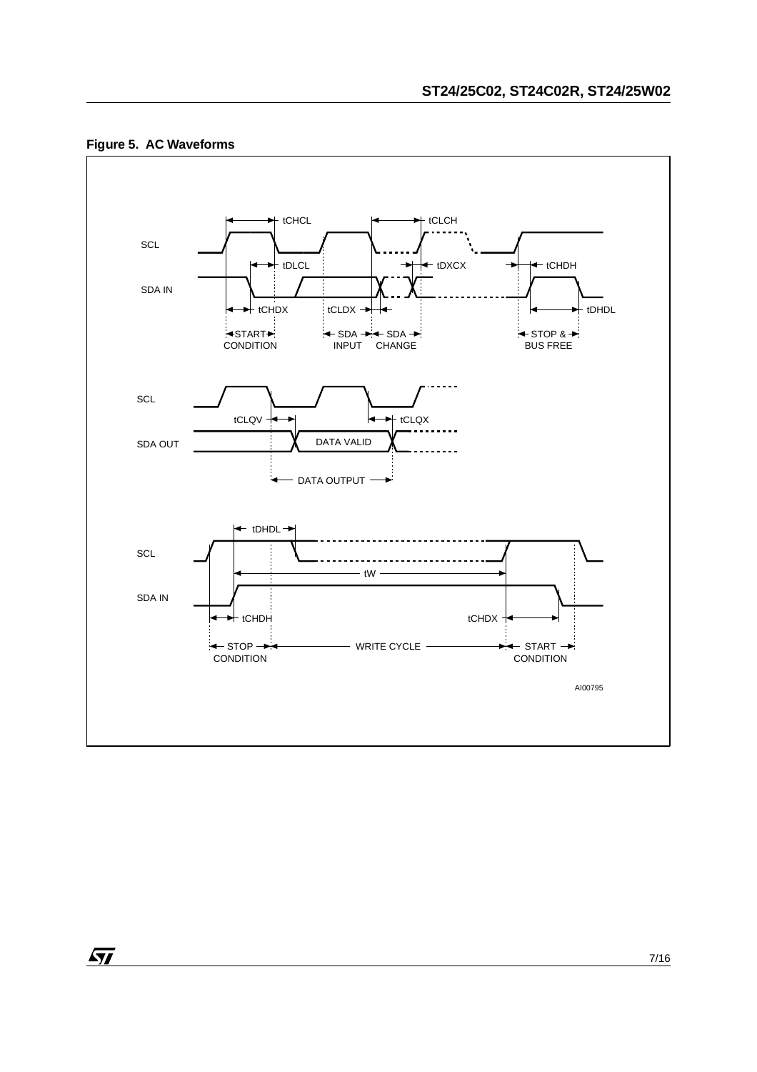**Figure 5. AC Waveforms**

SCL

SDA IN

tCHCL, tDLCL, tCHDX, tCLDX, tCLCH, tDXCX, tCHDH, tDHDL

START CONDITION, SDA INPUT, SDA CHANGE, STOP & BUS FREE

SCL

SDA OUT

tCLQV, tCLQX, DATA VALID, DATA OUTPUT

SCL

SDA IN

tDHDL, tW, tCHDH, tCHDX

STOP CONDITION, WRITE CYCLE, START CONDITION

AI00795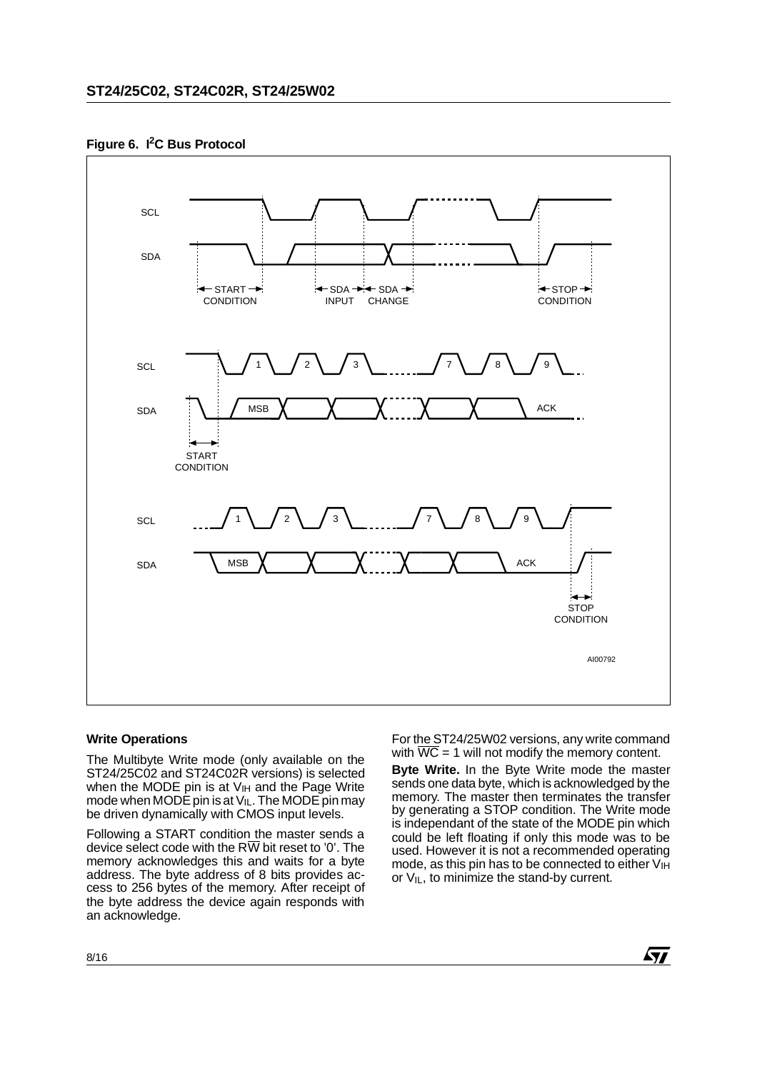**Figure 6. I²C Bus Protocol**

**Write Operations**

The Multibyte Write mode (only available on the ST24/25C02 and ST24C02R versions) is selected when the MODE pin is at $V_{IH}$ and the Page Write mode when MODE pin is at $V_{IL}$. The MODE pin may be driven dynamically with CMOS input levels.

Following a START condition the master sends a device select code with the R$\overline{W}$ bit reset to '0'. The memory acknowledges this and waits for a byte address. The byte address of 8 bits provides access to 256 bytes of the memory. After receipt of the byte address the device again responds with an acknowledge.

For the ST24/25W02 versions, any write command with $\overline{WC}$ = 1 will not modify the memory content.

**Byte Write.** In the Byte Write mode the master sends one data byte, which is acknowledged by the memory. The master then terminates the transfer by generating a STOP condition. The Write mode is independant of the state of the MODE pin which could be left floating if only this mode was to be used. However it is not a recommended operating mode, as this pin has to be connected to either $V_{IH}$ or $V_{IL}$, to minimize the stand-by current.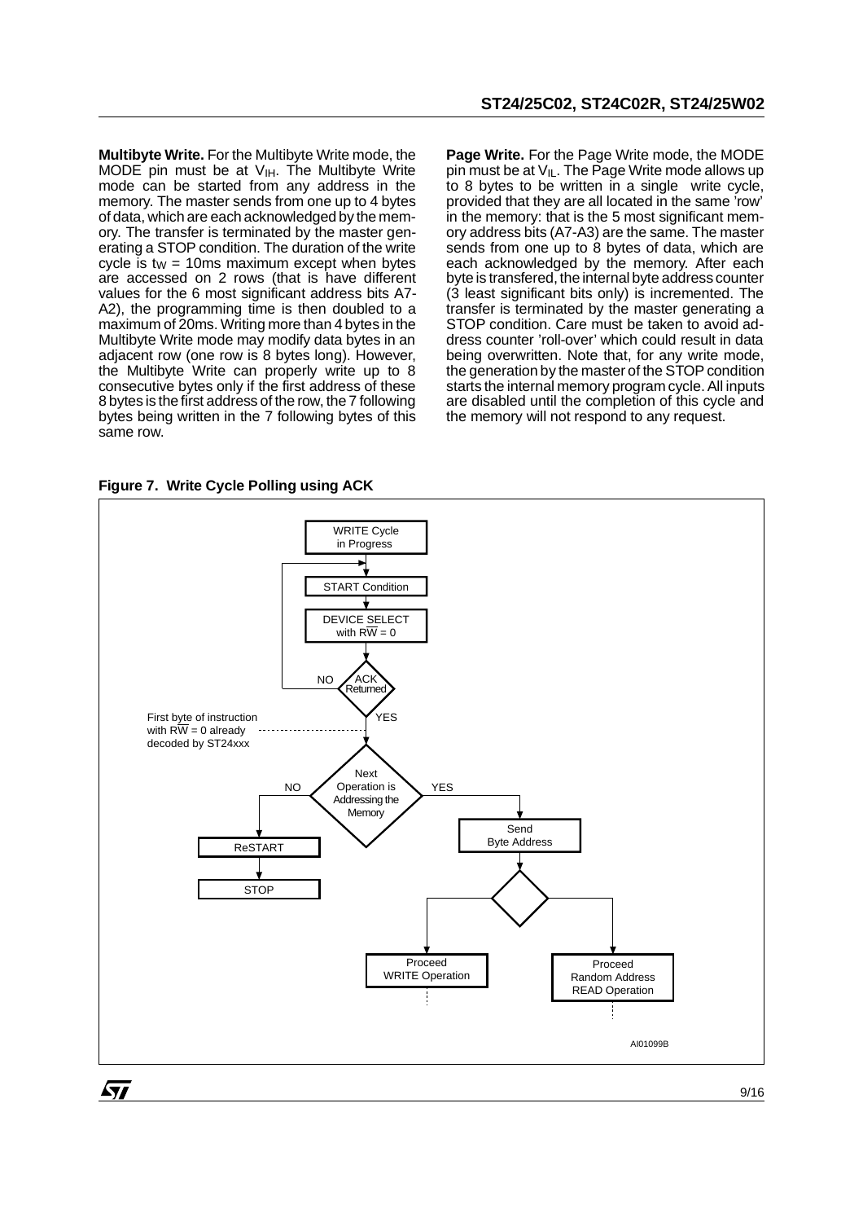**Multibyte Write.** For the Multibyte Write mode, the MODE pin must be at $V_{IH}$. The Multibyte Write mode can be started from any address in the memory. The master sends from one up to 4 bytes of data, which are each acknowledged by the memory. The transfer is terminated by the master generating a STOP condition. The duration of the write cycle is $t_W$ = 10ms maximum except when bytes are accessed on 2 rows (that is have different values for the 6 most significant address bits A7-A2), the programming time is then doubled to a maximum of 20ms. Writing more than 4 bytes in the Multibyte Write mode may modify data bytes in an adjacent row (one row is 8 bytes long). However, the Multibyte Write can properly write up to 8 consecutive bytes only if the first address of these 8 bytes is the first address of the row, the 7 following bytes being written in the 7 following bytes of this same row.

**Page Write.** For the Page Write mode, the MODE pin must be at $V_{IL}$. The Page Write mode allows up to 8 bytes to be written in a single write cycle, provided that they are all located in the same 'row' in the memory: that is the 5 most significant memory address bits (A7-A3) are the same. The master sends from one up to 8 bytes of data, which are each acknowledged by the memory. After each byte is transfered, the internal byte address counter (3 least significant bits only) is incremented. The transfer is terminated by the master generating a STOP condition. Care must be taken to avoid address counter 'roll-over' which could result in data being overwritten. Note that, for any write mode, the generation by the master of the STOP condition starts the internal memory program cycle. All inputs are disabled until the completion of this cycle and the memory will not respond to any request.

**Figure 7. Write Cycle Polling using ACK**

WRITE Cycle in Progress → START Condition → DEVICE SELECT with $R\overline{W}$ = 0 → ACK Returned? (NO: back to START Condition; YES: continue)

First byte of instruction with $R\overline{W}$ = 0 already decoded by ST24xxx

Next Operation is Addressing the Memory? NO → ReSTART → STOP; YES → Send Byte Address → Proceed WRITE Operation / Proceed Random Address READ Operation

AI01099B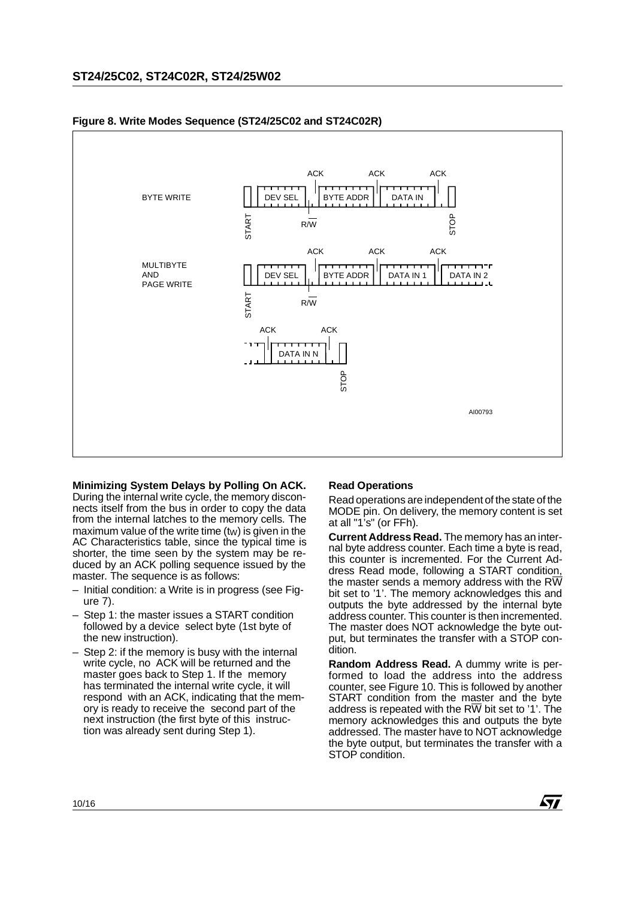**Figure 8. Write Modes Sequence (ST24/25C02 and ST24C02R)**

**Minimizing System Delays by Polling On ACK.** During the internal write cycle, the memory disconnects itself from the bus in order to copy the data from the internal latches to the memory cells. The maximum value of the write time ($t_W$) is given in the AC Characteristics table, since the typical time is shorter, the time seen by the system may be reduced by an ACK polling sequence issued by the master. The sequence is as follows:

- Initial condition: a Write is in progress (see Figure 7).
- Step 1: the master issues a START condition followed by a device select byte (1st byte of the new instruction).
- Step 2: if the memory is busy with the internal write cycle, no ACK will be returned and the master goes back to Step 1. If the memory has terminated the internal write cycle, it will respond with an ACK, indicating that the memory is ready to receive the second part of the next instruction (the first byte of this instruction was already sent during Step 1).

**Read Operations**

Read operations are independent of the state of the MODE pin. On delivery, the memory content is set at all "1's" (or FFh).

**Current Address Read.** The memory has an internal byte address counter. Each time a byte is read, this counter is incremented. For the Current Address Read mode, following a START condition, the master sends a memory address with the $R\overline{W}$ bit set to '1'. The memory acknowledges this and outputs the byte addressed by the internal byte address counter. This counter is then incremented. The master does NOT acknowledge the byte output, but terminates the transfer with a STOP condition.

**Random Address Read.** A dummy write is performed to load the address into the address counter, see Figure 10. This is followed by another START condition from the master and the byte address is repeated with the $R\overline{W}$ bit set to '1'. The memory acknowledges this and outputs the byte addressed. The master have to NOT acknowledge the byte output, but terminates the transfer with a STOP condition.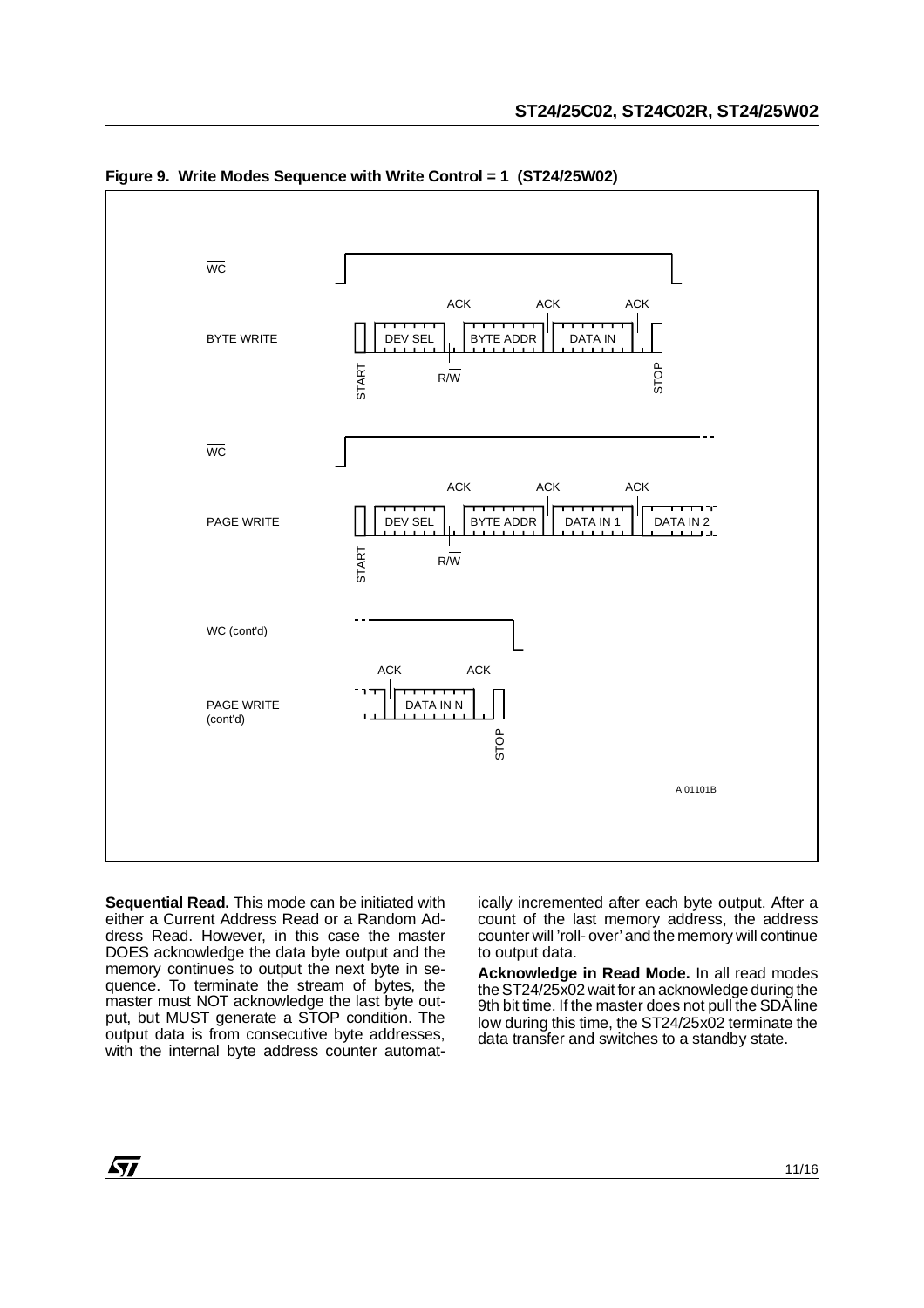**Figure 9. Write Modes Sequence with Write Control = 1 (ST24/25W02)**

**Sequential Read.** This mode can be initiated with either a Current Address Read or a Random Address Read. However, in this case the master DOES acknowledge the data byte output and the memory continues to output the next byte in sequence. To terminate the stream of bytes, the master must NOT acknowledge the last byte output, but MUST generate a STOP condition. The output data is from consecutive byte addresses, with the internal byte address counter automatically incremented after each byte output. After a count of the last memory address, the address counter will 'roll- over' and the memory will continue to output data.

**Acknowledge in Read Mode.** In all read modes the ST24/25x02 wait for an acknowledge during the 9th bit time. If the master does not pull the SDA line low during this time, the ST24/25x02 terminate the data transfer and switches to a standby state.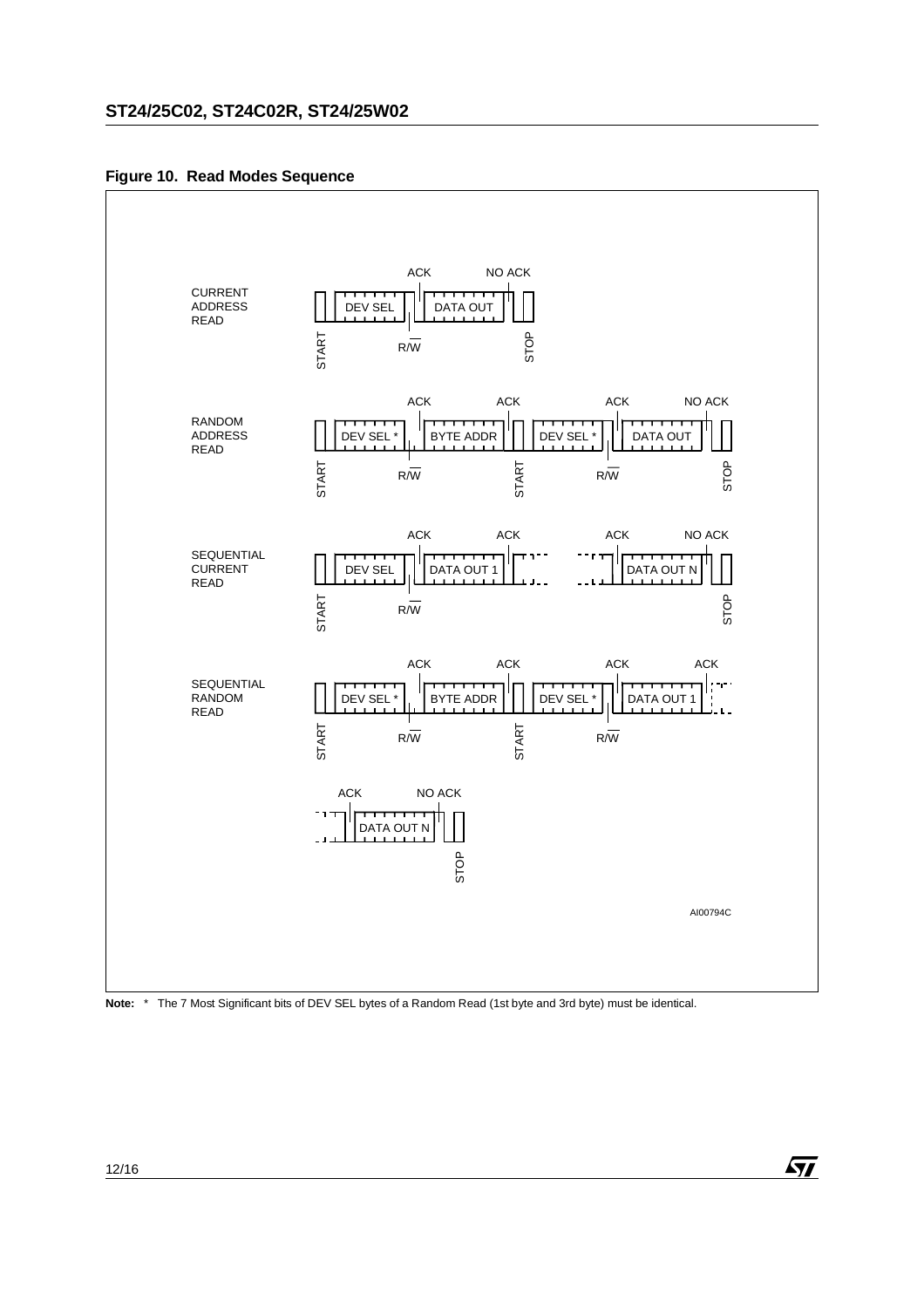**Figure 10. Read Modes Sequence**

**Note:** * The 7 Most Significant bits of DEV SEL bytes of a Random Read (1st byte and 3rd byte) must be identical.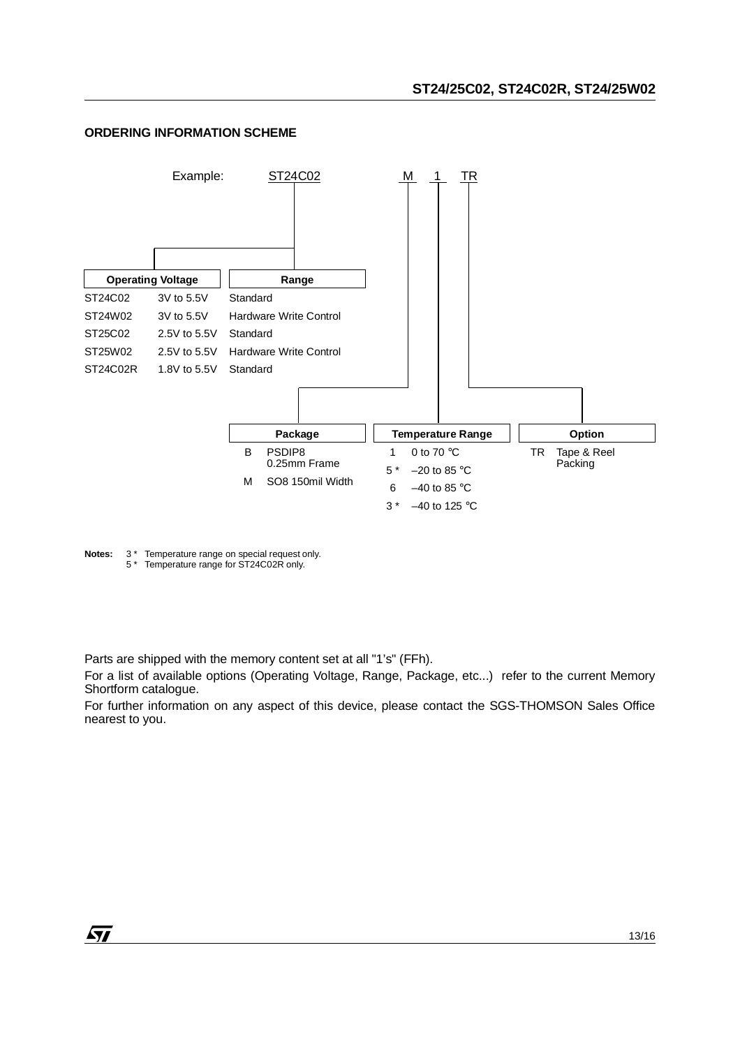## ORDERING INFORMATION SCHEME

Example: ST24C02 M 1 TR

| Operating Voltage | | Range |
|---|---|---|
| ST24C02 | 3V to 5.5V | Standard |
| ST24W02 | 3V to 5.5V | Hardware Write Control |
| ST25C02 | 2.5V to 5.5V | Standard |
| ST25W02 | 2.5V to 5.5V | Hardware Write Control |
| ST24C02R | 1.8V to 5.5V | Standard |

| Package | |
|---|---|
| B | PSDIP8 0.25mm Frame |
| M | SO8 150mil Width |

| Temperature Range | |
|---|---|
| 1 | 0 to 70 °C |
| 5 * | –20 to 85 °C |
| 6 | –40 to 85 °C |
| 3 * | –40 to 125 °C |

| Option | |
|---|---|
| TR | Tape & Reel Packing |

**Notes:** 3 * Temperature range on special request only.
5 * Temperature range for ST24C02R only.

Parts are shipped with the memory content set at all "1's" (FFh).

For a list of available options (Operating Voltage, Range, Package, etc...) refer to the current Memory Shortform catalogue.

For further information on any aspect of this device, please contact the SGS-THOMSON Sales Office nearest to you.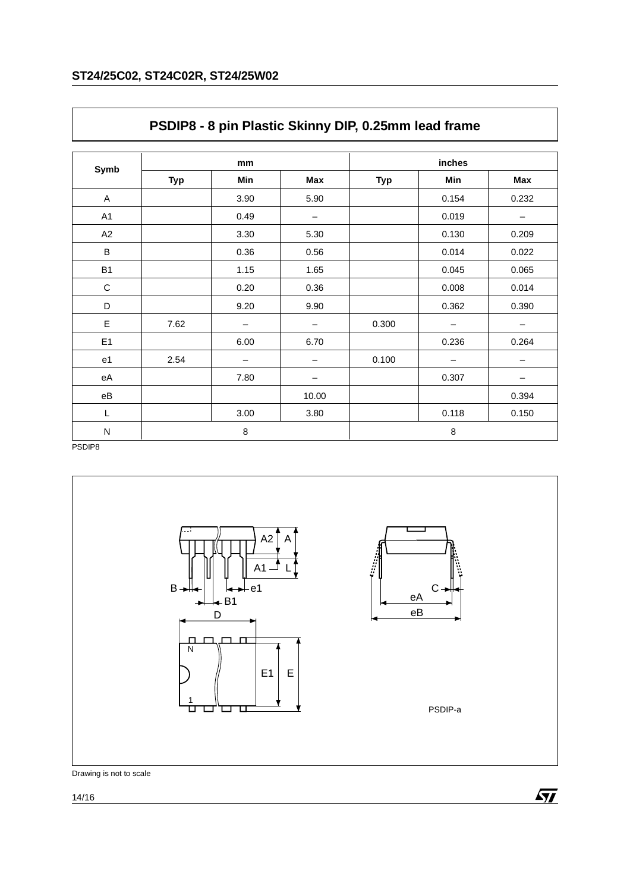## PSDIP8 - 8 pin Plastic Skinny DIP, 0.25mm lead frame

| Symb | mm | | | inches | | |
|---|---|---|---|---|---|---|
| | Typ | Min | Max | Typ | Min | Max |
| A | | 3.90 | 5.90 | | 0.154 | 0.232 |
| A1 | | 0.49 | – | | 0.019 | – |
| A2 | | 3.30 | 5.30 | | 0.130 | 0.209 |
| B | | 0.36 | 0.56 | | 0.014 | 0.022 |
| B1 | | 1.15 | 1.65 | | 0.045 | 0.065 |
| C | | 0.20 | 0.36 | | 0.008 | 0.014 |
| D | | 9.20 | 9.90 | | 0.362 | 0.390 |
| E | 7.62 | – | – | 0.300 | – | – |
| E1 | | 6.00 | 6.70 | | 0.236 | 0.264 |
| e1 | 2.54 | – | – | 0.100 | – | – |
| eA | | 7.80 | – | | 0.307 | – |
| eB | | | 10.00 | | | 0.394 |
| L | | 3.00 | 3.80 | | 0.118 | 0.150 |
| N | 8 | | | 8 | | |

PSDIP8

PSDIP-a

Drawing is not to scale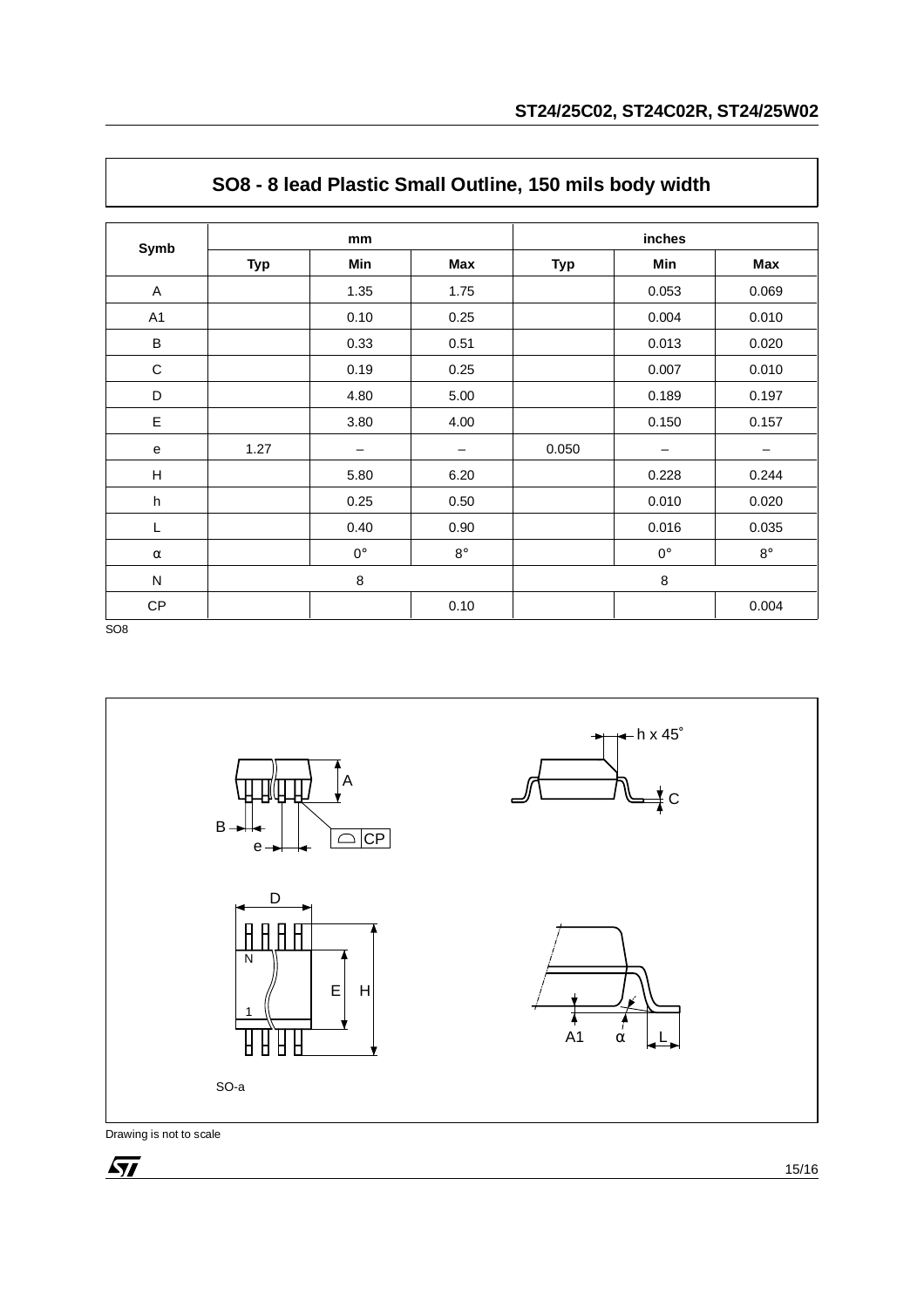## SO8 - 8 lead Plastic Small Outline, 150 mils body width

| Symb | mm | | | inches | | |
|---|---|---|---|---|---|---|
| | Typ | Min | Max | Typ | Min | Max |
| A | | 1.35 | 1.75 | | 0.053 | 0.069 |
| A1 | | 0.10 | 0.25 | | 0.004 | 0.010 |
| B | | 0.33 | 0.51 | | 0.013 | 0.020 |
| C | | 0.19 | 0.25 | | 0.007 | 0.010 |
| D | | 4.80 | 5.00 | | 0.189 | 0.197 |
| E | | 3.80 | 4.00 | | 0.150 | 0.157 |
| e | 1.27 | – | – | 0.050 | – | – |
| H | | 5.80 | 6.20 | | 0.228 | 0.244 |
| h | | 0.25 | 0.50 | | 0.010 | 0.020 |
| L | | 0.40 | 0.90 | | 0.016 | 0.035 |
| α | | 0° | 8° | | 0° | 8° |
| N | 8 | | | 8 | | |
| CP | | | 0.10 | | | 0.004 |

SO8

SO-a

Drawing is not to scale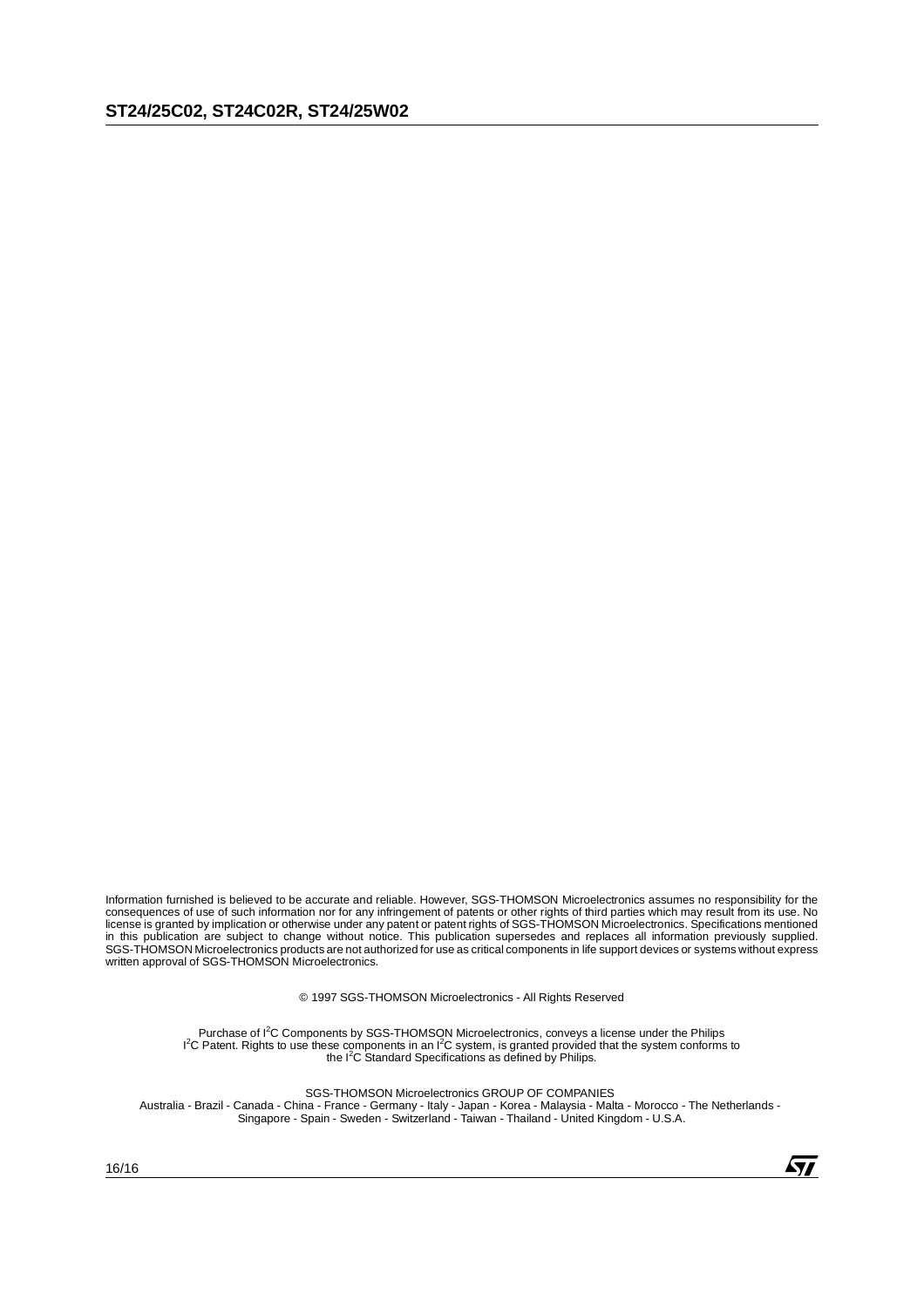Information furnished is believed to be accurate and reliable. However, SGS-THOMSON Microelectronics assumes no responsibility for the consequences of use of such information nor for any infringement of patents or other rights of third parties which may result from its use. No license is granted by implication or otherwise under any patent or patent rights of SGS-THOMSON Microelectronics. Specifications mentioned in this publication are subject to change without notice. This publication supersedes and replaces all information previously supplied. SGS-THOMSON Microelectronics products are not authorized for use as critical components in life support devices or systems without express written approval of SGS-THOMSON Microelectronics.

© 1997 SGS-THOMSON Microelectronics - All Rights Reserved

Purchase of $I^2C$ Components by SGS-THOMSON Microelectronics, conveys a license under the Philips $I^2C$ Patent. Rights to use these components in an $I^2C$ system, is granted provided that the system conforms to the $I^2C$ Standard Specifications as defined by Philips.

SGS-THOMSON Microelectronics GROUP OF COMPANIES
Australia - Brazil - Canada - China - France - Germany - Italy - Japan - Korea - Malaysia - Malta - Morocco - The Netherlands - Singapore - Spain - Sweden - Switzerland - Taiwan - Thailand - United Kingdom - U.S.A.